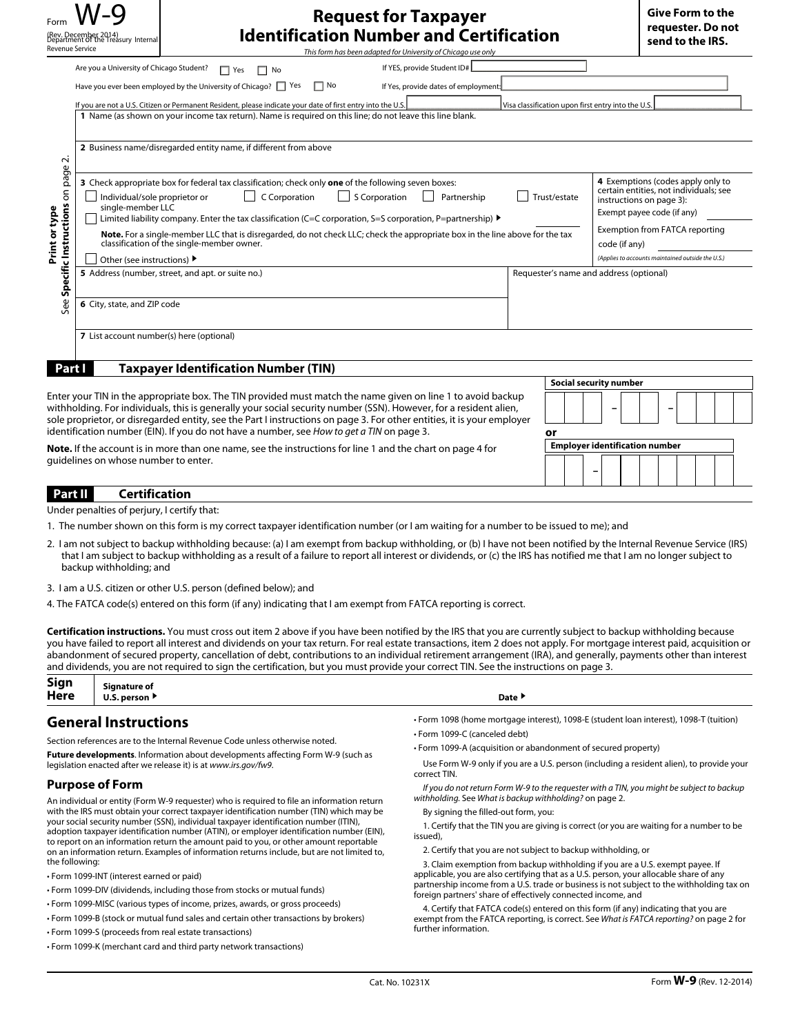Form **W-9**

(Rev. December 2014)
Department of the Treasury Internal Revenue Service

# Request for Taxpayer Identification Number and Certification

*This form has been adapted for University of Chicago use only*

**Give Form to the requester. Do not send to the IRS.**

Are you a University of Chicago Student? ☐ Yes ☐ No — If YES, provide Student ID# ____

Have you ever been employed by the University of Chicago? ☐ Yes ☐ No — If Yes, provide dates of employment: ____

If you are not a U.S. Citizen or Permanent Resident, please indicate your date of first entry into the U.S. ____ Visa classification upon first entry into the U.S. ____

Print or type. See **Specific Instructions** on page 2.

**1** Name (as shown on your income tax return). Name is required on this line; do not leave this line blank.

**2** Business name/disregarded entity name, if different from above

**3** Check appropriate box for federal tax classification; check only **one** of the following seven boxes:

☐ Individual/sole proprietor or single-member LLC ☐ C Corporation ☐ S Corporation ☐ Partnership ☐ Trust/estate

☐ Limited liability company. Enter the tax classification (C=C corporation, S=S corporation, P=partnership) ▶ ____

**Note.** For a single-member LLC that is disregarded, do not check LLC; check the appropriate box in the line above for the tax classification of the single-member owner.

☐ Other (see instructions) ▶

**4** Exemptions (codes apply only to certain entities, not individuals; see instructions on page 3):

Exempt payee code (if any) ____

Exemption from FATCA reporting code (if any) ____

*(Applies to accounts maintained outside the U.S.)*

**5** Address (number, street, and apt. or suite no.)

Requester's name and address (optional)

**6** City, state, and ZIP code

**7** List account number(s) here (optional)

## Part I Taxpayer Identification Number (TIN)

Enter your TIN in the appropriate box. The TIN provided must match the name given on line 1 to avoid backup withholding. For individuals, this is generally your social security number (SSN). However, for a resident alien, sole proprietor, or disregarded entity, see the Part I instructions on page 3. For other entities, it is your employer identification number (EIN). If you do not have a number, see *How to get a TIN* on page 3.

**Note.** If the account is in more than one name, see the instructions for line 1 and the chart on page 4 for guidelines on whose number to enter.

**Social security number**

☐☐☐ – ☐☐ – ☐☐☐☐

**or**

**Employer identification number**

☐☐ – ☐☐☐☐☐☐☐

## Part II Certification

Under penalties of perjury, I certify that:

1. The number shown on this form is my correct taxpayer identification number (or I am waiting for a number to be issued to me); and
2. I am not subject to backup withholding because: (a) I am exempt from backup withholding, or (b) I have not been notified by the Internal Revenue Service (IRS) that I am subject to backup withholding as a result of a failure to report all interest or dividends, or (c) the IRS has notified me that I am no longer subject to backup withholding; and
3. I am a U.S. citizen or other U.S. person (defined below); and
4. The FATCA code(s) entered on this form (if any) indicating that I am exempt from FATCA reporting is correct.

**Certification instructions.** You must cross out item 2 above if you have been notified by the IRS that you are currently subject to backup withholding because you have failed to report all interest and dividends on your tax return. For real estate transactions, item 2 does not apply. For mortgage interest paid, acquisition or abandonment of secured property, cancellation of debt, contributions to an individual retirement arrangement (IRA), and generally, payments other than interest and dividends, you are not required to sign the certification, but you must provide your correct TIN. See the instructions on page 3.

**Sign Here** — **Signature of U.S. person** ▶ ____ **Date** ▶ ____

## General Instructions

Section references are to the Internal Revenue Code unless otherwise noted.

**Future developments**. Information about developments affecting Form W-9 (such as legislation enacted after we release it) is at *www.irs.gov/fw9*.

### Purpose of Form

An individual or entity (Form W-9 requester) who is required to file an information return with the IRS must obtain your correct taxpayer identification number (TIN) which may be your social security number (SSN), individual taxpayer identification number (ITIN), adoption taxpayer identification number (ATIN), or employer identification number (EIN), to report on an information return the amount paid to you, or other amount reportable on an information return. Examples of information returns include, but are not limited to, the following:

- Form 1099-INT (interest earned or paid)
- Form 1099-DIV (dividends, including those from stocks or mutual funds)
- Form 1099-MISC (various types of income, prizes, awards, or gross proceeds)
- Form 1099-B (stock or mutual fund sales and certain other transactions by brokers)
- Form 1099-S (proceeds from real estate transactions)
- Form 1099-K (merchant card and third party network transactions)
- Form 1098 (home mortgage interest), 1098-E (student loan interest), 1098-T (tuition)
- Form 1099-C (canceled debt)
- Form 1099-A (acquisition or abandonment of secured property)

Use Form W-9 only if you are a U.S. person (including a resident alien), to provide your correct TIN.

*If you do not return Form W-9 to the requester with a TIN, you might be subject to backup withholding.* See *What is backup withholding?* on page 2.

By signing the filled-out form, you:

1. Certify that the TIN you are giving is correct (or you are waiting for a number to be issued),

2. Certify that you are not subject to backup withholding, or

3. Claim exemption from backup withholding if you are a U.S. exempt payee. If applicable, you are also certifying that as a U.S. person, your allocable share of any partnership income from a U.S. trade or business is not subject to the withholding tax on foreign partners' share of effectively connected income, and

4. Certify that FATCA code(s) entered on this form (if any) indicating that you are exempt from the FATCA reporting, is correct. See *What is FATCA reporting?* on page 2 for further information.

Cat. No. 10231X Form **W-9** (Rev. 12-2014)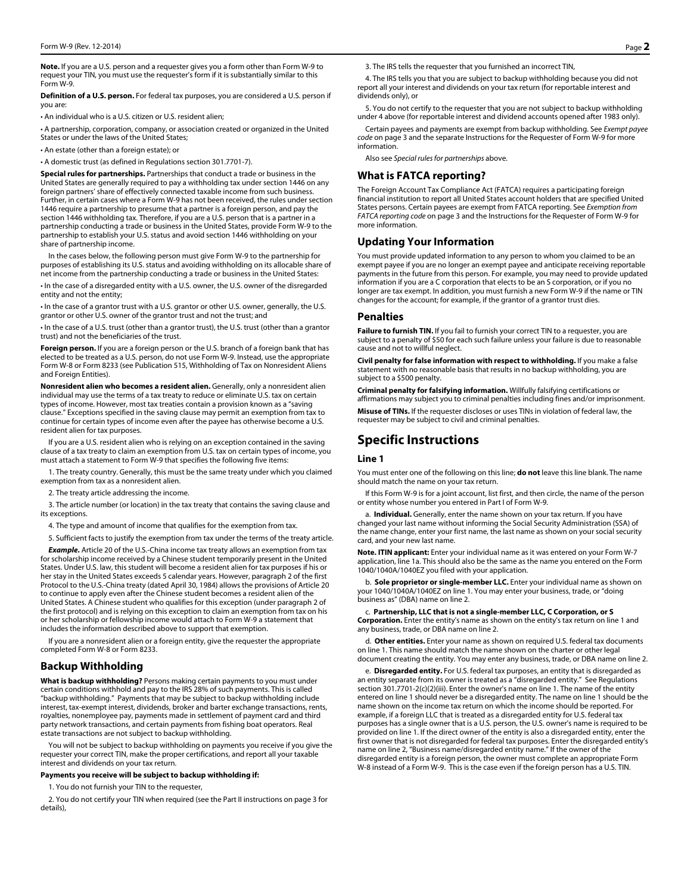**Note.** If you are a U.S. person and a requester gives you a form other than Form W-9 to request your TIN, you must use the requester's form if it is substantially similar to this Form W-9.

**Definition of a U.S. person.** For federal tax purposes, you are considered a U.S. person if you are:

- An individual who is a U.S. citizen or U.S. resident alien;
- A partnership, corporation, company, or association created or organized in the United States or under the laws of the United States;
- An estate (other than a foreign estate); or
- A domestic trust (as defined in Regulations section 301.7701-7).

**Special rules for partnerships.** Partnerships that conduct a trade or business in the United States are generally required to pay a withholding tax under section 1446 on any foreign partners' share of effectively connected taxable income from such business. Further, in certain cases where a Form W-9 has not been received, the rules under section 1446 require a partnership to presume that a partner is a foreign person, and pay the section 1446 withholding tax. Therefore, if you are a U.S. person that is a partner in a partnership conducting a trade or business in the United States, provide Form W-9 to the partnership to establish your U.S. status and avoid section 1446 withholding on your share of partnership income.

In the cases below, the following person must give Form W-9 to the partnership for purposes of establishing its U.S. status and avoiding withholding on its allocable share of net income from the partnership conducting a trade or business in the United States:

- In the case of a disregarded entity with a U.S. owner, the U.S. owner of the disregarded entity and not the entity;
- In the case of a grantor trust with a U.S. grantor or other U.S. owner, generally, the U.S. grantor or other U.S. owner of the grantor trust and not the trust; and
- In the case of a U.S. trust (other than a grantor trust), the U.S. trust (other than a grantor trust) and not the beneficiaries of the trust.

**Foreign person.** If you are a foreign person or the U.S. branch of a foreign bank that has elected to be treated as a U.S. person, do not use Form W-9. Instead, use the appropriate Form W-8 or Form 8233 (see Publication 515, Withholding of Tax on Nonresident Aliens and Foreign Entities).

**Nonresident alien who becomes a resident alien.** Generally, only a nonresident alien individual may use the terms of a tax treaty to reduce or eliminate U.S. tax on certain types of income. However, most tax treaties contain a provision known as a "saving clause." Exceptions specified in the saving clause may permit an exemption from tax to continue for certain types of income even after the payee has otherwise become a U.S. resident alien for tax purposes.

If you are a U.S. resident alien who is relying on an exception contained in the saving clause of a tax treaty to claim an exemption from U.S. tax on certain types of income, you must attach a statement to Form W-9 that specifies the following five items:

1. The treaty country. Generally, this must be the same treaty under which you claimed exemption from tax as a nonresident alien.

2. The treaty article addressing the income.

3. The article number (or location) in the tax treaty that contains the saving clause and its exceptions.

4. The type and amount of income that qualifies for the exemption from tax.

5. Sufficient facts to justify the exemption from tax under the terms of the treaty article.

***Example.*** Article 20 of the U.S.-China income tax treaty allows an exemption from tax for scholarship income received by a Chinese student temporarily present in the United States. Under U.S. law, this student will become a resident alien for tax purposes if his or her stay in the United States exceeds 5 calendar years. However, paragraph 2 of the first Protocol to the U.S.-China treaty (dated April 30, 1984) allows the provisions of Article 20 to continue to apply even after the Chinese student becomes a resident alien of the United States. A Chinese student who qualifies for this exception (under paragraph 2 of the first protocol) and is relying on this exception to claim an exemption from tax on his or her scholarship or fellowship income would attach to Form W-9 a statement that includes the information described above to support that exemption.

If you are a nonresident alien or a foreign entity, give the requester the appropriate completed Form W-8 or Form 8233.

## Backup Withholding

**What is backup withholding?** Persons making certain payments to you must under certain conditions withhold and pay to the IRS 28% of such payments. This is called "backup withholding." Payments that may be subject to backup withholding include interest, tax-exempt interest, dividends, broker and barter exchange transactions, rents, royalties, nonemployee pay, payments made in settlement of payment card and third party network transactions, and certain payments from fishing boat operators. Real estate transactions are not subject to backup withholding.

You will not be subject to backup withholding on payments you receive if you give the requester your correct TIN, make the proper certifications, and report all your taxable interest and dividends on your tax return.

**Payments you receive will be subject to backup withholding if:**

1. You do not furnish your TIN to the requester,

2. You do not certify your TIN when required (see the Part II instructions on page 3 for details),

3. The IRS tells the requester that you furnished an incorrect TIN,

4. The IRS tells you that you are subject to backup withholding because you did not report all your interest and dividends on your tax return (for reportable interest and dividends only), or

5. You do not certify to the requester that you are not subject to backup withholding under 4 above (for reportable interest and dividend accounts opened after 1983 only).

Certain payees and payments are exempt from backup withholding. See *Exempt payee code* on page 3 and the separate Instructions for the Requester of Form W-9 for more information.

Also see *Special rules for partnerships* above.

## What is FATCA reporting?

The Foreign Account Tax Compliance Act (FATCA) requires a participating foreign financial institution to report all United States account holders that are specified United States persons. Certain payees are exempt from FATCA reporting. See *Exemption from FATCA reporting code* on page 3 and the Instructions for the Requester of Form W-9 for more information.

## Updating Your Information

You must provide updated information to any person to whom you claimed to be an exempt payee if you are no longer an exempt payee and anticipate receiving reportable payments in the future from this person. For example, you may need to provide updated information if you are a C corporation that elects to be an S corporation, or if you no longer are tax exempt. In addition, you must furnish a new Form W-9 if the name or TIN changes for the account; for example, if the grantor of a grantor trust dies.

## Penalties

**Failure to furnish TIN.** If you fail to furnish your correct TIN to a requester, you are subject to a penalty of $50 for each such failure unless your failure is due to reasonable cause and not to willful neglect.

**Civil penalty for false information with respect to withholding.** If you make a false statement with no reasonable basis that results in no backup withholding, you are subject to a $500 penalty.

**Criminal penalty for falsifying information.** Willfully falsifying certifications or affirmations may subject you to criminal penalties including fines and/or imprisonment.

**Misuse of TINs.** If the requester discloses or uses TINs in violation of federal law, the requester may be subject to civil and criminal penalties.

# Specific Instructions

## Line 1

You must enter one of the following on this line; **do not** leave this line blank. The name should match the name on your tax return.

If this Form W-9 is for a joint account, list first, and then circle, the name of the person or entity whose number you entered in Part I of Form W-9.

a. **Individual.** Generally, enter the name shown on your tax return. If you have changed your last name without informing the Social Security Administration (SSA) of the name change, enter your first name, the last name as shown on your social security card, and your new last name.

**Note. ITIN applicant:** Enter your individual name as it was entered on your Form W-7 application, line 1a. This should also be the same as the name you entered on the Form 1040/1040A/1040EZ you filed with your application.

b. **Sole proprietor or single-member LLC.** Enter your individual name as shown on your 1040/1040A/1040EZ on line 1. You may enter your business, trade, or "doing business as" (DBA) name on line 2.

c. **Partnership, LLC that is not a single-member LLC, C Corporation, or S Corporation.** Enter the entity's name as shown on the entity's tax return on line 1 and any business, trade, or DBA name on line 2.

d. **Other entities.** Enter your name as shown on required U.S. federal tax documents on line 1. This name should match the name shown on the charter or other legal document creating the entity. You may enter any business, trade, or DBA name on line 2.

e. **Disregarded entity.** For U.S. federal tax purposes, an entity that is disregarded as an entity separate from its owner is treated as a "disregarded entity." See Regulations section 301.7701-2(c)(2)(iii). Enter the owner's name on line 1. The name of the entity entered on line 1 should never be a disregarded entity. The name on line 1 should be the name shown on the income tax return on which the income should be reported. For example, if a foreign LLC that is treated as a disregarded entity for U.S. federal tax purposes has a single owner that is a U.S. person, the U.S. owner's name is required to be provided on line 1. If the direct owner of the entity is also a disregarded entity, enter the first owner that is not disregarded for federal tax purposes. Enter the disregarded entity's name on line 2, "Business name/disregarded entity name." If the owner of the disregarded entity is a foreign person, the owner must complete an appropriate Form W-8 instead of a Form W-9. This is the case even if the foreign person has a U.S. TIN.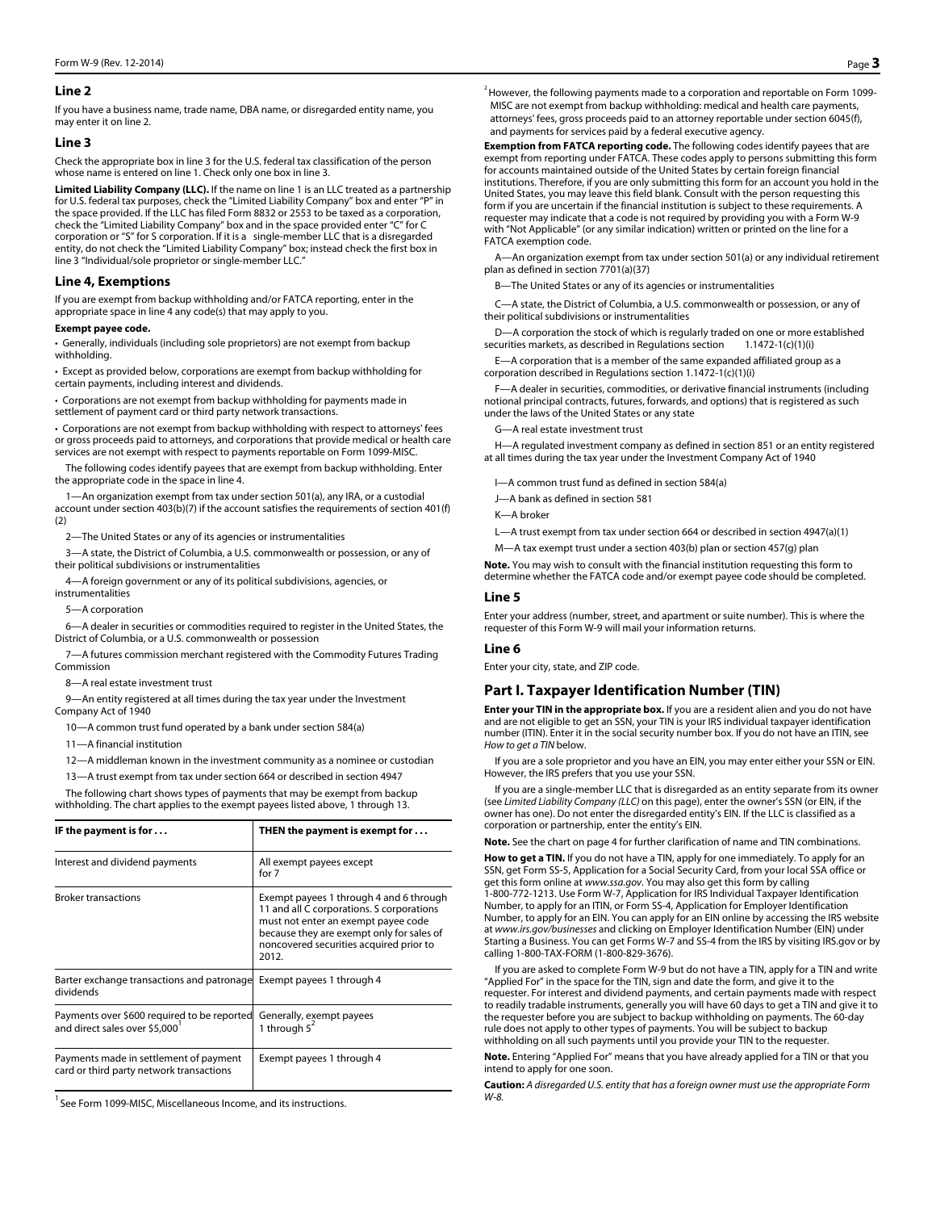### Line 2

If you have a business name, trade name, DBA name, or disregarded entity name, you may enter it on line 2.

### Line 3

Check the appropriate box in line 3 for the U.S. federal tax classification of the person whose name is entered on line 1. Check only one box in line 3.

**Limited Liability Company (LLC).** If the name on line 1 is an LLC treated as a partnership for U.S. federal tax purposes, check the "Limited Liability Company" box and enter "P" in the space provided. If the LLC has filed Form 8832 or 2553 to be taxed as a corporation, check the "Limited Liability Company" box and in the space provided enter "C" for C corporation or "S" for S corporation. If it is a single-member LLC that is a disregarded entity, do not check the "Limited Liability Company" box; instead check the first box in line 3 "Individual/sole proprietor or single-member LLC."

### Line 4, Exemptions

If you are exempt from backup withholding and/or FATCA reporting, enter in the appropriate space in line 4 any code(s) that may apply to you.

**Exempt payee code.**

- Generally, individuals (including sole proprietors) are not exempt from backup withholding.
- Except as provided below, corporations are exempt from backup withholding for certain payments, including interest and dividends.
- Corporations are not exempt from backup withholding for payments made in settlement of payment card or third party network transactions.
- Corporations are not exempt from backup withholding with respect to attorneys' fees or gross proceeds paid to attorneys, and corporations that provide medical or health care services are not exempt with respect to payments reportable on Form 1099-MISC.

The following codes identify payees that are exempt from backup withholding. Enter the appropriate code in the space in line 4.

1—An organization exempt from tax under section 501(a), any IRA, or a custodial account under section 403(b)(7) if the account satisfies the requirements of section 401(f)(2)

2—The United States or any of its agencies or instrumentalities

3—A state, the District of Columbia, a U.S. commonwealth or possession, or any of their political subdivisions or instrumentalities

4—A foreign government or any of its political subdivisions, agencies, or instrumentalities

5—A corporation

6—A dealer in securities or commodities required to register in the United States, the District of Columbia, or a U.S. commonwealth or possession

7—A futures commission merchant registered with the Commodity Futures Trading Commission

8—A real estate investment trust

9—An entity registered at all times during the tax year under the Investment Company Act of 1940

10—A common trust fund operated by a bank under section 584(a)

11—A financial institution

12—A middleman known in the investment community as a nominee or custodian

13—A trust exempt from tax under section 664 or described in section 4947

The following chart shows types of payments that may be exempt from backup withholding. The chart applies to the exempt payees listed above, 1 through 13.

| IF the payment is for . . . | THEN the payment is exempt for . . . |
|---|---|
| Interest and dividend payments | All exempt payees except for 7 |
| Broker transactions | Exempt payees 1 through 4 and 6 through 11 and all C corporations. S corporations must not enter an exempt payee code because they are exempt only for sales of noncovered securities acquired prior to 2012. |
| Barter exchange transactions and patronage dividends | Exempt payees 1 through 4 |
| Payments over $600 required to be reported and direct sales over $5,000[1] | Generally, exempt payees 1 through 5[2] |
| Payments made in settlement of payment card or third party network transactions | Exempt payees 1 through 4 |

[1] See Form 1099-MISC, Miscellaneous Income, and its instructions.

[2] However, the following payments made to a corporation and reportable on Form 1099-MISC are not exempt from backup withholding: medical and health care payments, attorneys' fees, gross proceeds paid to an attorney reportable under section 6045(f), and payments for services paid by a federal executive agency.

**Exemption from FATCA reporting code.** The following codes identify payees that are exempt from reporting under FATCA. These codes apply to persons submitting this form for accounts maintained outside of the United States by certain foreign financial institutions. Therefore, if you are only submitting this form for an account you hold in the United States, you may leave this field blank. Consult with the person requesting this form if you are uncertain if the financial institution is subject to these requirements. A requester may indicate that a code is not required by providing you with a Form W-9 with "Not Applicable" (or any similar indication) written or printed on the line for a FATCA exemption code.

A—An organization exempt from tax under section 501(a) or any individual retirement plan as defined in section 7701(a)(37)

B—The United States or any of its agencies or instrumentalities

C—A state, the District of Columbia, a U.S. commonwealth or possession, or any of their political subdivisions or instrumentalities

D—A corporation the stock of which is regularly traded on one or more established securities markets, as described in Regulations section 1.1472-1(c)(1)(i)

E—A corporation that is a member of the same expanded affiliated group as a corporation described in Regulations section 1.1472-1(c)(1)(i)

F—A dealer in securities, commodities, or derivative financial instruments (including notional principal contracts, futures, forwards, and options) that is registered as such under the laws of the United States or any state

G—A real estate investment trust

H—A regulated investment company as defined in section 851 or an entity registered at all times during the tax year under the Investment Company Act of 1940

I—A common trust fund as defined in section 584(a)

J—A bank as defined in section 581

K—A broker

L—A trust exempt from tax under section 664 or described in section 4947(a)(1)

M—A tax exempt trust under a section 403(b) plan or section 457(g) plan

**Note.** You may wish to consult with the financial institution requesting this form to determine whether the FATCA code and/or exempt payee code should be completed.

### Line 5

Enter your address (number, street, and apartment or suite number). This is where the requester of this Form W-9 will mail your information returns.

### Line 6

Enter your city, state, and ZIP code.

## Part I. Taxpayer Identification Number (TIN)

**Enter your TIN in the appropriate box.** If you are a resident alien and you do not have and are not eligible to get an SSN, your TIN is your IRS individual taxpayer identification number (ITIN). Enter it in the social security number box. If you do not have an ITIN, see *How to get a TIN* below.

If you are a sole proprietor and you have an EIN, you may enter either your SSN or EIN. However, the IRS prefers that you use your SSN.

If you are a single-member LLC that is disregarded as an entity separate from its owner (see *Limited Liability Company (LLC)* on this page), enter the owner's SSN (or EIN, if the owner has one). Do not enter the disregarded entity's EIN. If the LLC is classified as a corporation or partnership, enter the entity's EIN.

**Note.** See the chart on page 4 for further clarification of name and TIN combinations.

**How to get a TIN.** If you do not have a TIN, apply for one immediately. To apply for an SSN, get Form SS-5, Application for a Social Security Card, from your local SSA office or get this form online at *www.ssa.gov*. You may also get this form by calling 1-800-772-1213. Use Form W-7, Application for IRS Individual Taxpayer Identification Number, to apply for an ITIN, or Form SS-4, Application for Employer Identification Number, to apply for an EIN. You can apply for an EIN online by accessing the IRS website at *www.irs.gov/businesses* and clicking on Employer Identification Number (EIN) under Starting a Business. You can get Forms W-7 and SS-4 from the IRS by visiting IRS.gov or by calling 1-800-TAX-FORM (1-800-829-3676).

If you are asked to complete Form W-9 but do not have a TIN, apply for a TIN and write "Applied For" in the space for the TIN, sign and date the form, and give it to the requester. For interest and dividend payments, and certain payments made with respect to readily tradable instruments, generally you will have 60 days to get a TIN and give it to the requester before you are subject to backup withholding on payments. The 60-day rule does not apply to other types of payments. You will be subject to backup withholding on all such payments until you provide your TIN to the requester.

**Note.** Entering "Applied For" means that you have already applied for a TIN or that you intend to apply for one soon.

**Caution:** *A disregarded U.S. entity that has a foreign owner must use the appropriate Form W-8.*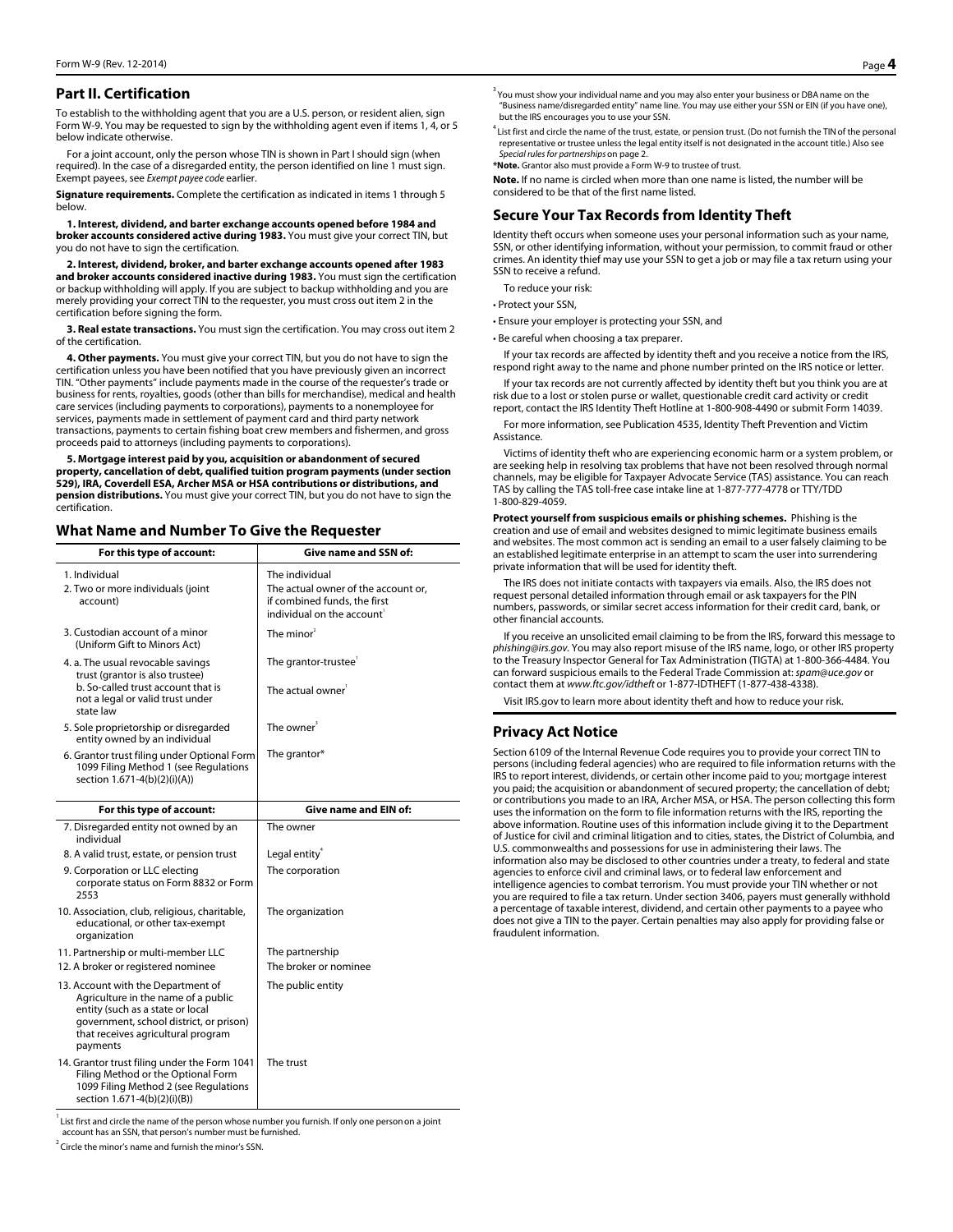## Part II. Certification

To establish to the withholding agent that you are a U.S. person, or resident alien, sign Form W-9. You may be requested to sign by the withholding agent even if items 1, 4, or 5 below indicate otherwise.

For a joint account, only the person whose TIN is shown in Part I should sign (when required). In the case of a disregarded entity, the person identified on line 1 must sign. Exempt payees, see *Exempt payee code* earlier.

**Signature requirements.** Complete the certification as indicated in items 1 through 5 below.

**1. Interest, dividend, and barter exchange accounts opened before 1984 and broker accounts considered active during 1983.** You must give your correct TIN, but you do not have to sign the certification.

**2. Interest, dividend, broker, and barter exchange accounts opened after 1983 and broker accounts considered inactive during 1983.** You must sign the certification or backup withholding will apply. If you are subject to backup withholding and you are merely providing your correct TIN to the requester, you must cross out item 2 in the certification before signing the form.

**3. Real estate transactions.** You must sign the certification. You may cross out item 2 of the certification.

**4. Other payments.** You must give your correct TIN, but you do not have to sign the certification unless you have been notified that you have previously given an incorrect TIN. "Other payments" include payments made in the course of the requester's trade or business for rents, royalties, goods (other than bills for merchandise), medical and health care services (including payments to corporations), payments to a nonemployee for services, payments made in settlement of payment card and third party network transactions, payments to certain fishing boat crew members and fishermen, and gross proceeds paid to attorneys (including payments to corporations).

**5. Mortgage interest paid by you, acquisition or abandonment of secured property, cancellation of debt, qualified tuition program payments (under section 529), IRA, Coverdell ESA, Archer MSA or HSA contributions or distributions, and pension distributions.** You must give your correct TIN, but you do not have to sign the certification.

## What Name and Number To Give the Requester

| For this type of account: | Give name and SSN of: |
|---|---|
| 1. Individual | The individual |
| 2. Two or more individuals (joint account) | The actual owner of the account or, if combined funds, the first individual on the account[1] |
| 3. Custodian account of a minor (Uniform Gift to Minors Act) | The minor[2] |
| 4. a. The usual revocable savings trust (grantor is also trustee) | The grantor-trustee[1] |
| b. So-called trust account that is not a legal or valid trust under state law | The actual owner[1] |
| 5. Sole proprietorship or disregarded entity owned by an individual | The owner[3] |
| 6. Grantor trust filing under Optional Form 1099 Filing Method 1 (see Regulations section 1.671-4(b)(2)(i)(A)) | The grantor* |
| **For this type of account:** | **Give name and EIN of:** |
| 7. Disregarded entity not owned by an individual | The owner |
| 8. A valid trust, estate, or pension trust | Legal entity[4] |
| 9. Corporation or LLC electing corporate status on Form 8832 or Form 2553 | The corporation |
| 10. Association, club, religious, charitable, educational, or other tax-exempt organization | The organization |
| 11. Partnership or multi-member LLC | The partnership |
| 12. A broker or registered nominee | The broker or nominee |
| 13. Account with the Department of Agriculture in the name of a public entity (such as a state or local government, school district, or prison) that receives agricultural program payments | The public entity |
| 14. Grantor trust filing under the Form 1041 Filing Method or the Optional Form 1099 Filing Method 2 (see Regulations section 1.671-4(b)(2)(i)(B)) | The trust |

[1] List first and circle the name of the person whose number you furnish. If only one person on a joint account has an SSN, that person's number must be furnished.

[2] Circle the minor's name and furnish the minor's SSN.

[3] You must show your individual name and you may also enter your business or DBA name on the "Business name/disregarded entity" name line. You may use either your SSN or EIN (if you have one), but the IRS encourages you to use your SSN.

[4] List first and circle the name of the trust, estate, or pension trust. (Do not furnish the TIN of the personal representative or trustee unless the legal entity itself is not designated in the account title.) Also see *Special rules for partnerships* on page 2.

***Note.** Grantor also must provide a Form W-9 to trustee of trust.

**Note.** If no name is circled when more than one name is listed, the number will be considered to be that of the first name listed.

## Secure Your Tax Records from Identity Theft

Identity theft occurs when someone uses your personal information such as your name, SSN, or other identifying information, without your permission, to commit fraud or other crimes. An identity thief may use your SSN to get a job or may file a tax return using your SSN to receive a refund.

To reduce your risk:

- Protect your SSN,
- Ensure your employer is protecting your SSN, and
- Be careful when choosing a tax preparer.

If your tax records are affected by identity theft and you receive a notice from the IRS, respond right away to the name and phone number printed on the IRS notice or letter.

If your tax records are not currently affected by identity theft but you think you are at risk due to a lost or stolen purse or wallet, questionable credit card activity or credit report, contact the IRS Identity Theft Hotline at 1-800-908-4490 or submit Form 14039.

For more information, see Publication 4535, Identity Theft Prevention and Victim Assistance.

Victims of identity theft who are experiencing economic harm or a system problem, or are seeking help in resolving tax problems that have not been resolved through normal channels, may be eligible for Taxpayer Advocate Service (TAS) assistance. You can reach TAS by calling the TAS toll-free case intake line at 1-877-777-4778 or TTY/TDD 1-800-829-4059.

**Protect yourself from suspicious emails or phishing schemes.** Phishing is the creation and use of email and websites designed to mimic legitimate business emails and websites. The most common act is sending an email to a user falsely claiming to be an established legitimate enterprise in an attempt to scam the user into surrendering private information that will be used for identity theft.

The IRS does not initiate contacts with taxpayers via emails. Also, the IRS does not request personal detailed information through email or ask taxpayers for the PIN numbers, passwords, or similar secret access information for their credit card, bank, or other financial accounts.

If you receive an unsolicited email claiming to be from the IRS, forward this message to *phishing@irs.gov*. You may also report misuse of the IRS name, logo, or other IRS property to the Treasury Inspector General for Tax Administration (TIGTA) at 1-800-366-4484. You can forward suspicious emails to the Federal Trade Commission at: *spam@uce.gov* or contact them at *www.ftc.gov/idtheft* or 1-877-IDTHEFT (1-877-438-4338).

Visit IRS.gov to learn more about identity theft and how to reduce your risk.

## Privacy Act Notice

Section 6109 of the Internal Revenue Code requires you to provide your correct TIN to persons (including federal agencies) who are required to file information returns with the IRS to report interest, dividends, or certain other income paid to you; mortgage interest you paid; the acquisition or abandonment of secured property; the cancellation of debt; or contributions you made to an IRA, Archer MSA, or HSA. The person collecting this form uses the information on the form to file information returns with the IRS, reporting the above information. Routine uses of this information include giving it to the Department of Justice for civil and criminal litigation and to cities, states, the District of Columbia, and U.S. commonwealths and possessions for use in administering their laws. The information also may be disclosed to other countries under a treaty, to federal and state agencies to enforce civil and criminal laws, or to federal law enforcement and intelligence agencies to combat terrorism. You must provide your TIN whether or not you are required to file a tax return. Under section 3406, payers must generally withhold a percentage of taxable interest, dividend, and certain other payments to a payee who does not give a TIN to the payer. Certain penalties may also apply for providing false or fraudulent information.